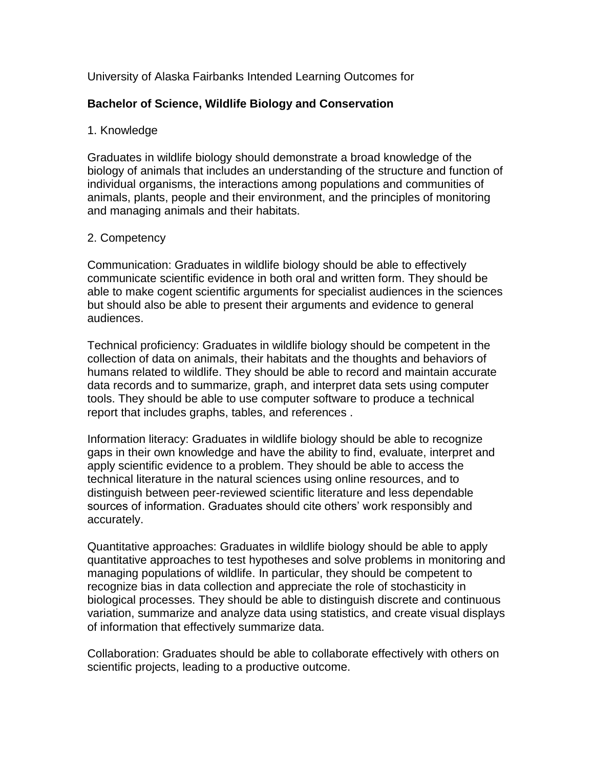University of Alaska Fairbanks Intended Learning Outcomes for

## Bachelor of Science, Wildlife Biology and Conservation

1. Knowledge

Graduates in wildlife biology should demonstrate a broad knowledge of the biology of animals that includes an understanding of the structure and function of individual organisms, the interactions among populations and communities of animals, plants, people and their environment, and the principles of monitoring and managing animals and their habitats.

2. Competency

Communication: Graduates in wildlife biology should be able to effectively communicate scientific evidence in both oral and written form. They should be able to make cogent scientific arguments for specialist audiences in the sciences but should also be able to present their arguments and evidence to general audiences.

Technical proficiency: Graduates in wildlife biology should be competent in the collection of data on animals, their habitats and the thoughts and behaviors of humans related to wildlife. They should be able to record and maintain accurate data records and to summarize, graph, and interpret data sets using computer tools. They should be able to use computer software to produce a technical report that includes graphs, tables, and references .

Information literacy: Graduates in wildlife biology should be able to recognize gaps in their own knowledge and have the ability to find, evaluate, interpret and apply scientific evidence to a problem. They should be able to access the technical literature in the natural sciences using online resources, and to distinguish between peer-reviewed scientific literature and less dependable sources of information. Graduates should cite others' work responsibly and accurately.

Quantitative approaches: Graduates in wildlife biology should be able to apply quantitative approaches to test hypotheses and solve problems in monitoring and managing populations of wildlife. In particular, they should be competent to recognize bias in data collection and appreciate the role of stochasticity in biological processes. They should be able to distinguish discrete and continuous variation, summarize and analyze data using statistics, and create visual displays of information that effectively summarize data.

Collaboration: Graduates should be able to collaborate effectively with others on scientific projects, leading to a productive outcome.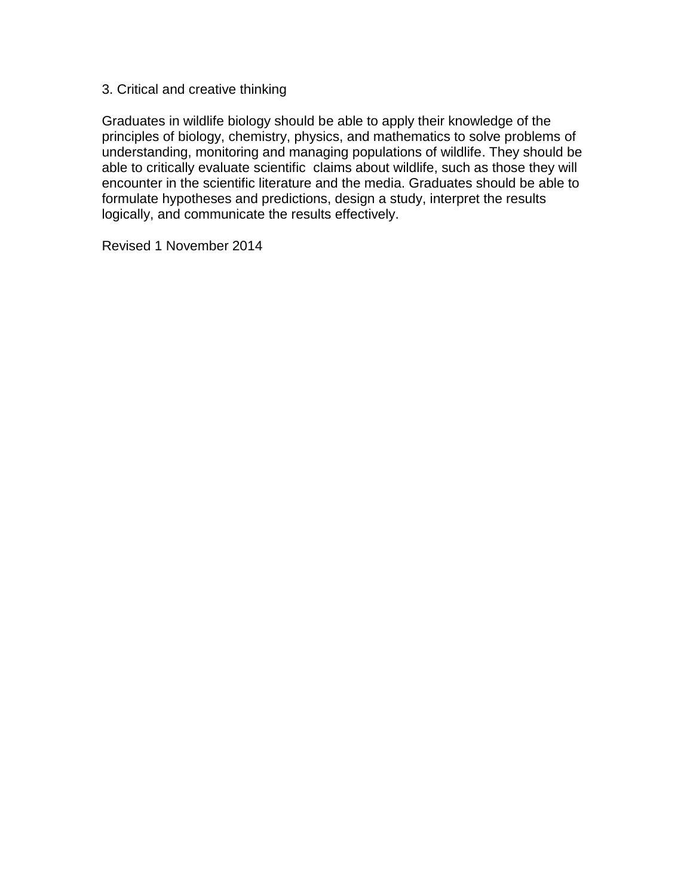3. Critical and creative thinking

Graduates in wildlife biology should be able to apply their knowledge of the principles of biology, chemistry, physics, and mathematics to solve problems of understanding, monitoring and managing populations of wildlife. They should be able to critically evaluate scientific claims about wildlife, such as those they will encounter in the scientific literature and the media. Graduates should be able to formulate hypotheses and predictions, design a study, interpret the results logically, and communicate the results effectively.

Revised 1 November 2014